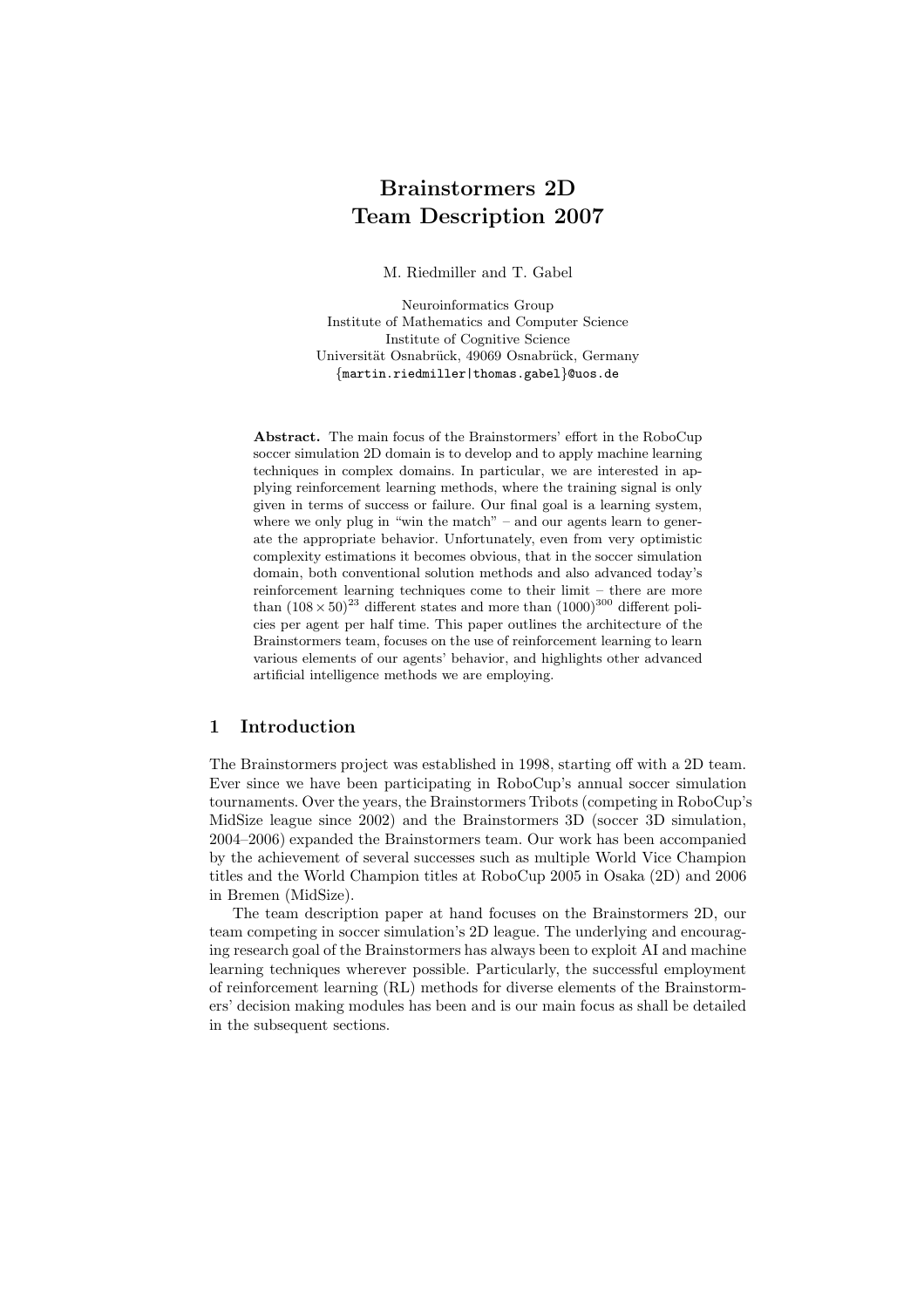# Brainstormers 2D Team Description 2007

M. Riedmiller and T. Gabel

Neuroinformatics Group
Institute of Mathematics and Computer Science
Institute of Cognitive Science
Universität Osnabrück, 49069 Osnabrück, Germany
{martin.riedmiller|thomas.gabel}@uos.de

**Abstract.** The main focus of the Brainstormers' effort in the RoboCup soccer simulation 2D domain is to develop and to apply machine learning techniques in complex domains. In particular, we are interested in applying reinforcement learning methods, where the training signal is only given in terms of success or failure. Our final goal is a learning system, where we only plug in "win the match" – and our agents learn to generate the appropriate behavior. Unfortunately, even from very optimistic complexity estimations it becomes obvious, that in the soccer simulation domain, both conventional solution methods and also advanced today's reinforcement learning techniques come to their limit – there are more than $(108 \times 50)^{23}$ different states and more than $(1000)^{300}$ different policies per agent per half time. This paper outlines the architecture of the Brainstormers team, focuses on the use of reinforcement learning to learn various elements of our agents' behavior, and highlights other advanced artificial intelligence methods we are employing.

## 1 Introduction

The Brainstormers project was established in 1998, starting off with a 2D team. Ever since we have been participating in RoboCup's annual soccer simulation tournaments. Over the years, the Brainstormers Tribots (competing in RoboCup's MidSize league since 2002) and the Brainstormers 3D (soccer 3D simulation, 2004–2006) expanded the Brainstormers team. Our work has been accompanied by the achievement of several successes such as multiple World Vice Champion titles and the World Champion titles at RoboCup 2005 in Osaka (2D) and 2006 in Bremen (MidSize).

The team description paper at hand focuses on the Brainstormers 2D, our team competing in soccer simulation's 2D league. The underlying and encouraging research goal of the Brainstormers has always been to exploit AI and machine learning techniques wherever possible. Particularly, the successful employment of reinforcement learning (RL) methods for diverse elements of the Brainstormers' decision making modules has been and is our main focus as shall be detailed in the subsequent sections.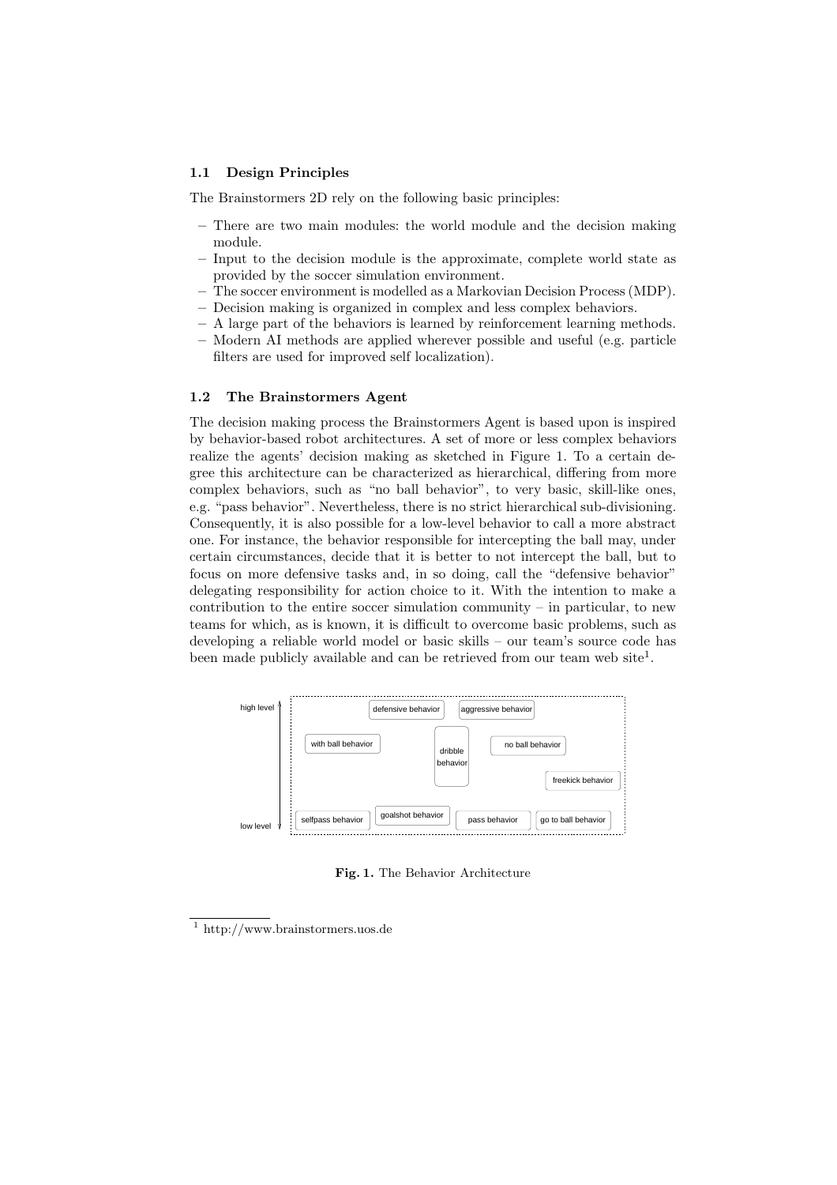### 1.1 Design Principles

The Brainstormers 2D rely on the following basic principles:

- There are two main modules: the world module and the decision making module.
- Input to the decision module is the approximate, complete world state as provided by the soccer simulation environment.
- The soccer environment is modelled as a Markovian Decision Process (MDP).
- Decision making is organized in complex and less complex behaviors.
- A large part of the behaviors is learned by reinforcement learning methods.
- Modern AI methods are applied wherever possible and useful (e.g. particle filters are used for improved self localization).

### 1.2 The Brainstormers Agent

The decision making process the Brainstormers Agent is based upon is inspired by behavior-based robot architectures. A set of more or less complex behaviors realize the agents' decision making as sketched in Figure 1. To a certain degree this architecture can be characterized as hierarchical, differing from more complex behaviors, such as "no ball behavior", to very basic, skill-like ones, e.g. "pass behavior". Nevertheless, there is no strict hierarchical sub-divisioning. Consequently, it is also possible for a low-level behavior to call a more abstract one. For instance, the behavior responsible for intercepting the ball may, under certain circumstances, decide that it is better to not intercept the ball, but to focus on more defensive tasks and, in so doing, call the "defensive behavior" delegating responsibility for action choice to it. With the intention to make a contribution to the entire soccer simulation community – in particular, to new teams for which, as is known, it is difficult to overcome basic problems, such as developing a reliable world model or basic skills – our team's source code has been made publicly available and can be retrieved from our team web site[1].

high level — defensive behavior, aggressive behavior, with ball behavior, dribble behavior, no ball behavior, freekick behavior, selfpass behavior, goalshot behavior, pass behavior, go to ball behavior — low level

**Fig. 1.** The Behavior Architecture

[1] http://www.brainstormers.uos.de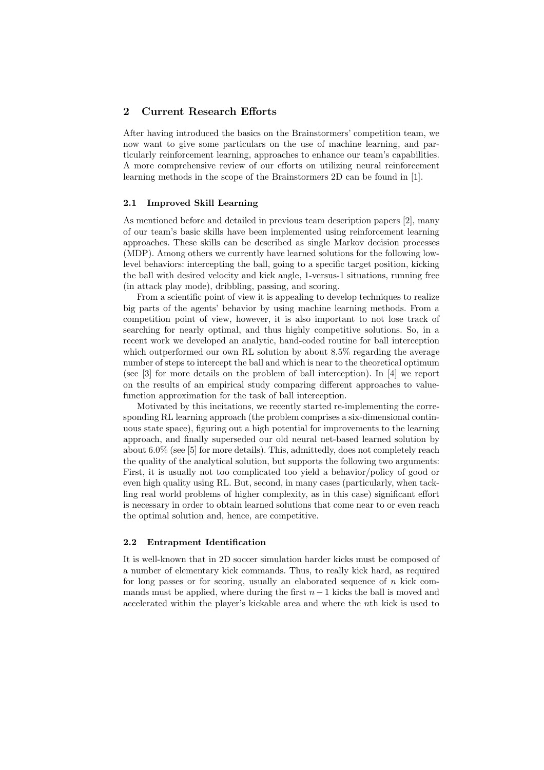## 2 Current Research Efforts

After having introduced the basics on the Brainstormers' competition team, we now want to give some particulars on the use of machine learning, and particularly reinforcement learning, approaches to enhance our team's capabilities. A more comprehensive review of our efforts on utilizing neural reinforcement learning methods in the scope of the Brainstormers 2D can be found in [1].

### 2.1 Improved Skill Learning

As mentioned before and detailed in previous team description papers [2], many of our team's basic skills have been implemented using reinforcement learning approaches. These skills can be described as single Markov decision processes (MDP). Among others we currently have learned solutions for the following low-level behaviors: intercepting the ball, going to a specific target position, kicking the ball with desired velocity and kick angle, 1-versus-1 situations, running free (in attack play mode), dribbling, passing, and scoring.

From a scientific point of view it is appealing to develop techniques to realize big parts of the agents' behavior by using machine learning methods. From a competition point of view, however, it is also important to not lose track of searching for nearly optimal, and thus highly competitive solutions. So, in a recent work we developed an analytic, hand-coded routine for ball interception which outperformed our own RL solution by about 8.5% regarding the average number of steps to intercept the ball and which is near to the theoretical optimum (see [3] for more details on the problem of ball interception). In [4] we report on the results of an empirical study comparing different approaches to value-function approximation for the task of ball interception.

Motivated by this incitations, we recently started re-implementing the corresponding RL learning approach (the problem comprises a six-dimensional continuous state space), figuring out a high potential for improvements to the learning approach, and finally superseded our old neural net-based learned solution by about 6.0% (see [5] for more details). This, admittedly, does not completely reach the quality of the analytical solution, but supports the following two arguments: First, it is usually not too complicated too yield a behavior/policy of good or even high quality using RL. But, second, in many cases (particularly, when tackling real world problems of higher complexity, as in this case) significant effort is necessary in order to obtain learned solutions that come near to or even reach the optimal solution and, hence, are competitive.

### 2.2 Entrapment Identification

It is well-known that in 2D soccer simulation harder kicks must be composed of a number of elementary kick commands. Thus, to really kick hard, as required for long passes or for scoring, usually an elaborated sequence of $n$ kick commands must be applied, where during the first $n-1$ kicks the ball is moved and accelerated within the player's kickable area and where the $n$th kick is used to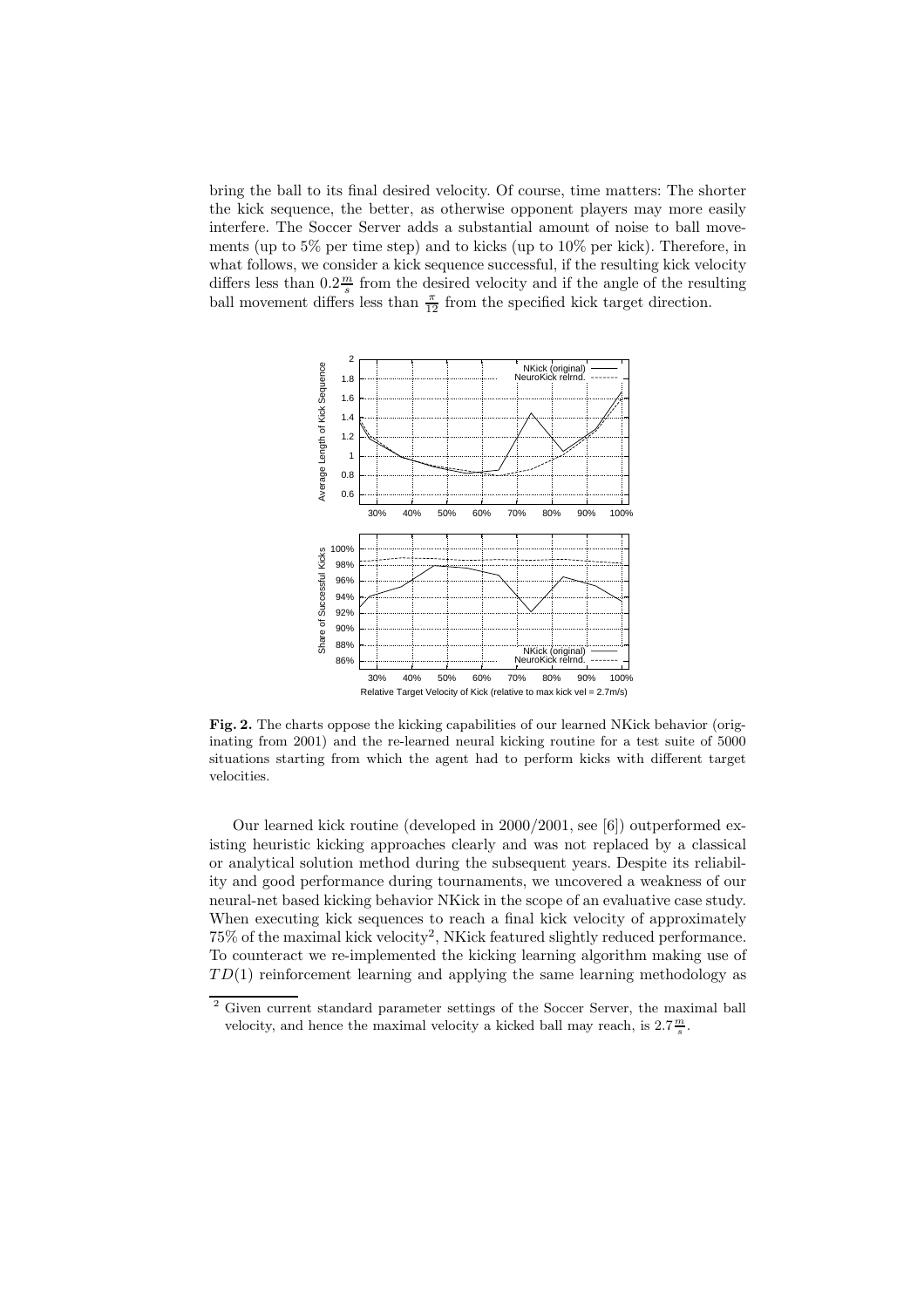bring the ball to its final desired velocity. Of course, time matters: The shorter the kick sequence, the better, as otherwise opponent players may more easily interfere. The Soccer Server adds a substantial amount of noise to ball movements (up to 5% per time step) and to kicks (up to 10% per kick). Therefore, in what follows, we consider a kick sequence successful, if the resulting kick velocity differs less than $0.2\frac{m}{s}$ from the desired velocity and if the angle of the resulting ball movement differs less than $\frac{\pi}{12}$ from the specified kick target direction.

**Fig. 2.** The charts oppose the kicking capabilities of our learned NKick behavior (originating from 2001) and the re-learned neural kicking routine for a test suite of 5000 situations starting from which the agent had to perform kicks with different target velocities.

Our learned kick routine (developed in 2000/2001, see [6]) outperformed existing heuristic kicking approaches clearly and was not replaced by a classical or analytical solution method during the subsequent years. Despite its reliability and good performance during tournaments, we uncovered a weakness of our neural-net based kicking behavior NKick in the scope of an evaluative case study. When executing kick sequences to reach a final kick velocity of approximately 75% of the maximal kick velocity[2], NKick featured slightly reduced performance. To counteract we re-implemented the kicking learning algorithm making use of $TD(1)$ reinforcement learning and applying the same learning methodology as

[2] Given current standard parameter settings of the Soccer Server, the maximal ball velocity, and hence the maximal velocity a kicked ball may reach, is $2.7\frac{m}{s}$.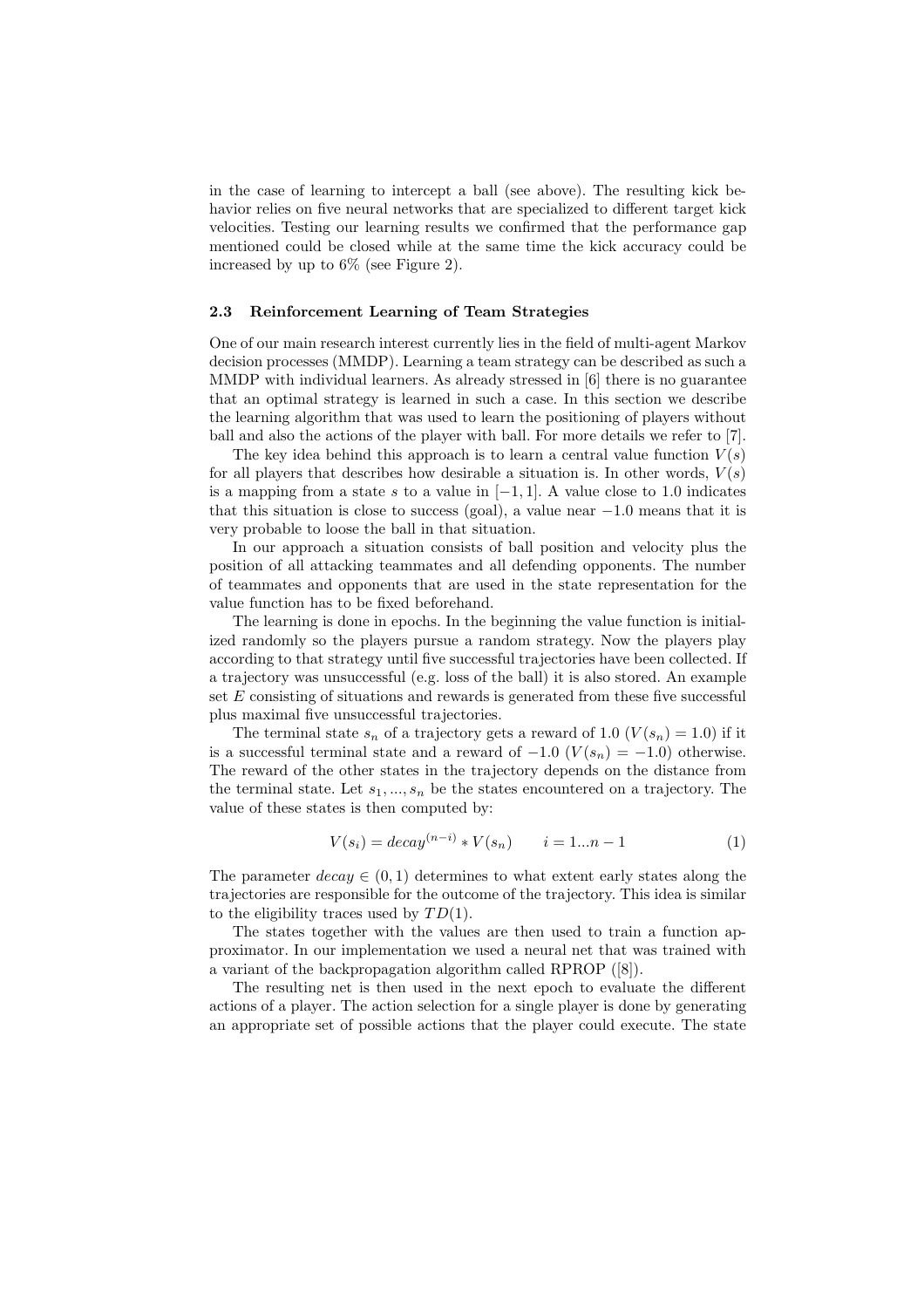in the case of learning to intercept a ball (see above). The resulting kick behavior relies on five neural networks that are specialized to different target kick velocities. Testing our learning results we confirmed that the performance gap mentioned could be closed while at the same time the kick accuracy could be increased by up to 6% (see Figure 2).

### 2.3 Reinforcement Learning of Team Strategies

One of our main research interest currently lies in the field of multi-agent Markov decision processes (MMDP). Learning a team strategy can be described as such a MMDP with individual learners. As already stressed in [6] there is no guarantee that an optimal strategy is learned in such a case. In this section we describe the learning algorithm that was used to learn the positioning of players without ball and also the actions of the player with ball. For more details we refer to [7].

The key idea behind this approach is to learn a central value function $V(s)$ for all players that describes how desirable a situation is. In other words, $V(s)$ is a mapping from a state $s$ to a value in $[-1, 1]$. A value close to 1.0 indicates that this situation is close to success (goal), a value near $-1.0$ means that it is very probable to loose the ball in that situation.

In our approach a situation consists of ball position and velocity plus the position of all attacking teammates and all defending opponents. The number of teammates and opponents that are used in the state representation for the value function has to be fixed beforehand.

The learning is done in epochs. In the beginning the value function is initialized randomly so the players pursue a random strategy. Now the players play according to that strategy until five successful trajectories have been collected. If a trajectory was unsuccessful (e.g. loss of the ball) it is also stored. An example set $E$ consisting of situations and rewards is generated from these five successful plus maximal five unsuccessful trajectories.

The terminal state $s_n$ of a trajectory gets a reward of 1.0 ($V(s_n) = 1.0$) if it is a successful terminal state and a reward of $-1.0$ ($V(s_n) = -1.0$) otherwise. The reward of the other states in the trajectory depends on the distance from the terminal state. Let $s_1, ..., s_n$ be the states encountered on a trajectory. The value of these states is then computed by:

$$V(s_i) = decay^{(n-i)} * V(s_n) \qquad i = 1...n-1 \tag{1}$$

The parameter $decay \in (0, 1)$ determines to what extent early states along the trajectories are responsible for the outcome of the trajectory. This idea is similar to the eligibility traces used by $TD(1)$.

The states together with the values are then used to train a function approximator. In our implementation we used a neural net that was trained with a variant of the backpropagation algorithm called RPROP ([8]).

The resulting net is then used in the next epoch to evaluate the different actions of a player. The action selection for a single player is done by generating an appropriate set of possible actions that the player could execute. The state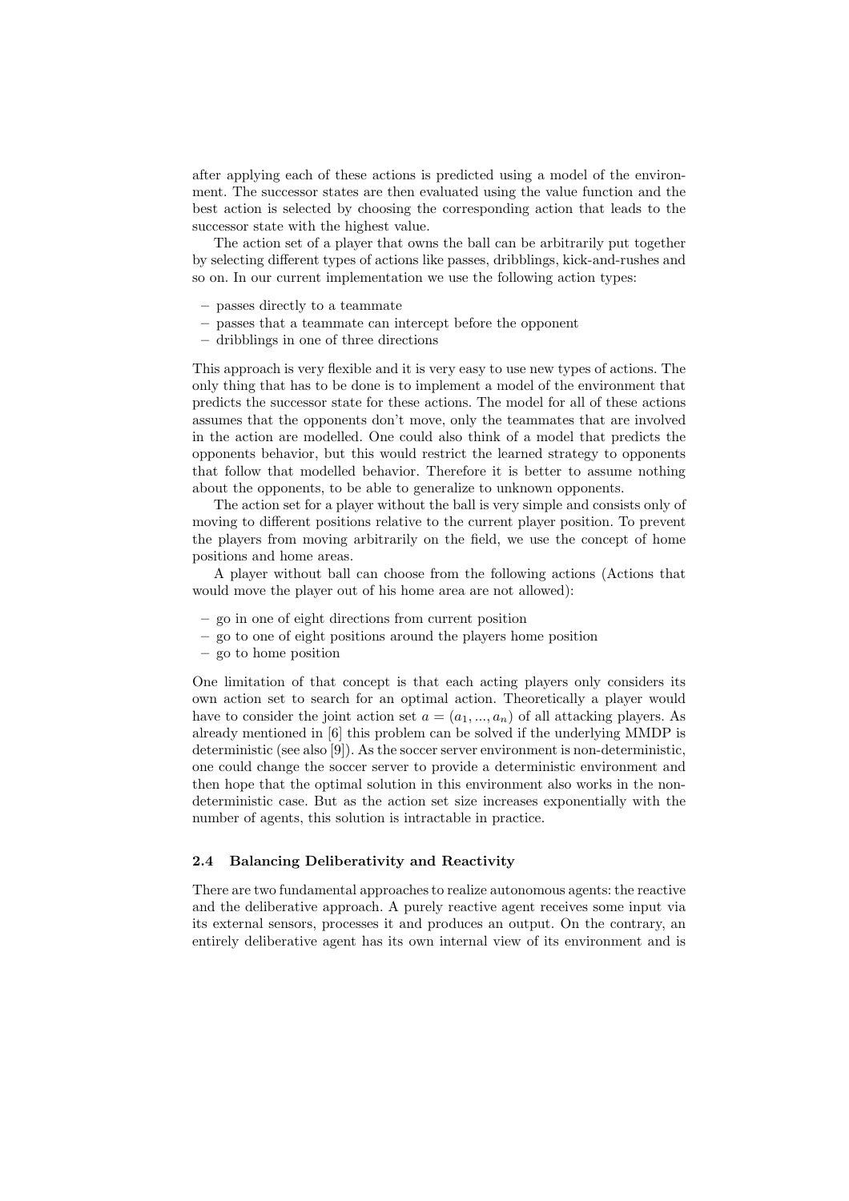after applying each of these actions is predicted using a model of the environment. The successor states are then evaluated using the value function and the best action is selected by choosing the corresponding action that leads to the successor state with the highest value.

The action set of a player that owns the ball can be arbitrarily put together by selecting different types of actions like passes, dribblings, kick-and-rushes and so on. In our current implementation we use the following action types:

- passes directly to a teammate
- passes that a teammate can intercept before the opponent
- dribblings in one of three directions

This approach is very flexible and it is very easy to use new types of actions. The only thing that has to be done is to implement a model of the environment that predicts the successor state for these actions. The model for all of these actions assumes that the opponents don't move, only the teammates that are involved in the action are modelled. One could also think of a model that predicts the opponents behavior, but this would restrict the learned strategy to opponents that follow that modelled behavior. Therefore it is better to assume nothing about the opponents, to be able to generalize to unknown opponents.

The action set for a player without the ball is very simple and consists only of moving to different positions relative to the current player position. To prevent the players from moving arbitrarily on the field, we use the concept of home positions and home areas.

A player without ball can choose from the following actions (Actions that would move the player out of his home area are not allowed):

- go in one of eight directions from current position
- go to one of eight positions around the players home position
- go to home position

One limitation of that concept is that each acting players only considers its own action set to search for an optimal action. Theoretically a player would have to consider the joint action set $a = (a_1, ..., a_n)$ of all attacking players. As already mentioned in [6] this problem can be solved if the underlying MMDP is deterministic (see also [9]). As the soccer server environment is non-deterministic, one could change the soccer server to provide a deterministic environment and then hope that the optimal solution in this environment also works in the non-deterministic case. But as the action set size increases exponentially with the number of agents, this solution is intractable in practice.

### 2.4 Balancing Deliberativity and Reactivity

There are two fundamental approaches to realize autonomous agents: the reactive and the deliberative approach. A purely reactive agent receives some input via its external sensors, processes it and produces an output. On the contrary, an entirely deliberative agent has its own internal view of its environment and is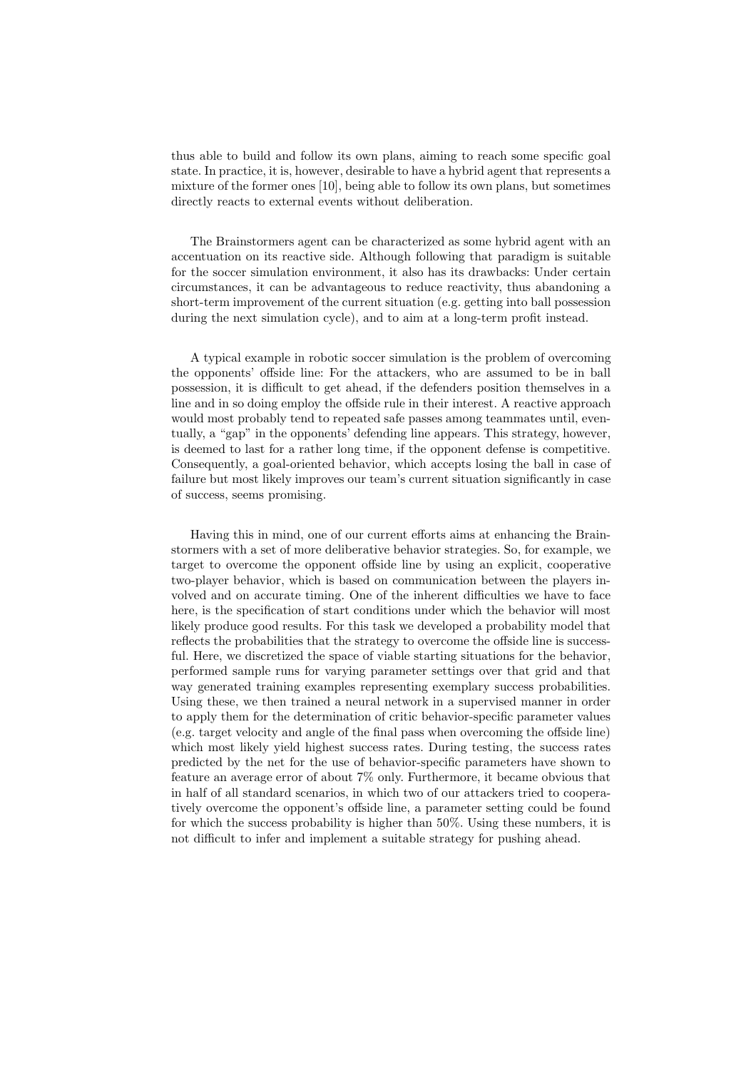thus able to build and follow its own plans, aiming to reach some specific goal state. In practice, it is, however, desirable to have a hybrid agent that represents a mixture of the former ones [10], being able to follow its own plans, but sometimes directly reacts to external events without deliberation.

The Brainstormers agent can be characterized as some hybrid agent with an accentuation on its reactive side. Although following that paradigm is suitable for the soccer simulation environment, it also has its drawbacks: Under certain circumstances, it can be advantageous to reduce reactivity, thus abandoning a short-term improvement of the current situation (e.g. getting into ball possession during the next simulation cycle), and to aim at a long-term profit instead.

A typical example in robotic soccer simulation is the problem of overcoming the opponents' offside line: For the attackers, who are assumed to be in ball possession, it is difficult to get ahead, if the defenders position themselves in a line and in so doing employ the offside rule in their interest. A reactive approach would most probably tend to repeated safe passes among teammates until, eventually, a "gap" in the opponents' defending line appears. This strategy, however, is deemed to last for a rather long time, if the opponent defense is competitive. Consequently, a goal-oriented behavior, which accepts losing the ball in case of failure but most likely improves our team's current situation significantly in case of success, seems promising.

Having this in mind, one of our current efforts aims at enhancing the Brainstormers with a set of more deliberative behavior strategies. So, for example, we target to overcome the opponent offside line by using an explicit, cooperative two-player behavior, which is based on communication between the players involved and on accurate timing. One of the inherent difficulties we have to face here, is the specification of start conditions under which the behavior will most likely produce good results. For this task we developed a probability model that reflects the probabilities that the strategy to overcome the offside line is successful. Here, we discretized the space of viable starting situations for the behavior, performed sample runs for varying parameter settings over that grid and that way generated training examples representing exemplary success probabilities. Using these, we then trained a neural network in a supervised manner in order to apply them for the determination of critic behavior-specific parameter values (e.g. target velocity and angle of the final pass when overcoming the offside line) which most likely yield highest success rates. During testing, the success rates predicted by the net for the use of behavior-specific parameters have shown to feature an average error of about 7% only. Furthermore, it became obvious that in half of all standard scenarios, in which two of our attackers tried to cooperatively overcome the opponent's offside line, a parameter setting could be found for which the success probability is higher than 50%. Using these numbers, it is not difficult to infer and implement a suitable strategy for pushing ahead.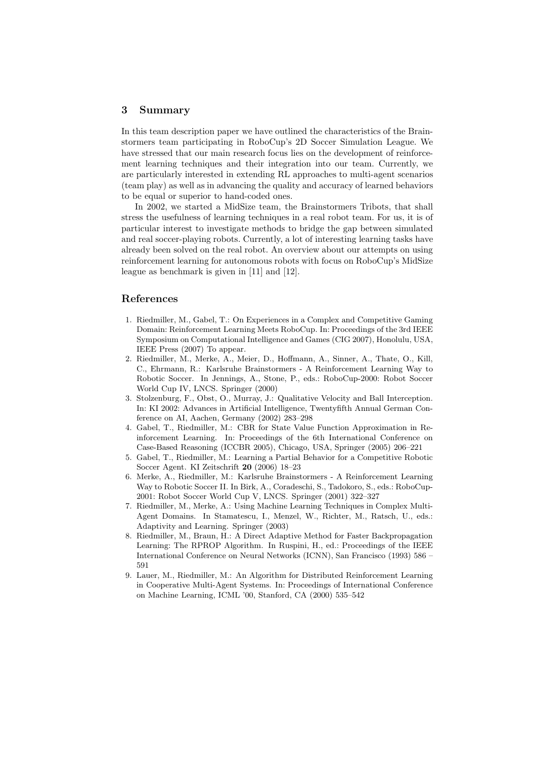## 3 Summary

In this team description paper we have outlined the characteristics of the Brainstormers team participating in RoboCup's 2D Soccer Simulation League. We have stressed that our main research focus lies on the development of reinforcement learning techniques and their integration into our team. Currently, we are particularly interested in extending RL approaches to multi-agent scenarios (team play) as well as in advancing the quality and accuracy of learned behaviors to be equal or superior to hand-coded ones.

In 2002, we started a MidSize team, the Brainstormers Tribots, that shall stress the usefulness of learning techniques in a real robot team. For us, it is of particular interest to investigate methods to bridge the gap between simulated and real soccer-playing robots. Currently, a lot of interesting learning tasks have already been solved on the real robot. An overview about our attempts on using reinforcement learning for autonomous robots with focus on RoboCup's MidSize league as benchmark is given in [11] and [12].

## References

1. Riedmiller, M., Gabel, T.: On Experiences in a Complex and Competitive Gaming Domain: Reinforcement Learning Meets RoboCup. In: Proceedings of the 3rd IEEE Symposium on Computational Intelligence and Games (CIG 2007), Honolulu, USA, IEEE Press (2007) To appear.
2. Riedmiller, M., Merke, A., Meier, D., Hoffmann, A., Sinner, A., Thate, O., Kill, C., Ehrmann, R.: Karlsruhe Brainstormers - A Reinforcement Learning Way to Robotic Soccer. In Jennings, A., Stone, P., eds.: RoboCup-2000: Robot Soccer World Cup IV, LNCS. Springer (2000)
3. Stolzenburg, F., Obst, O., Murray, J.: Qualitative Velocity and Ball Interception. In: KI 2002: Advances in Artificial Intelligence, Twentyfifth Annual German Conference on AI, Aachen, Germany (2002) 283–298
4. Gabel, T., Riedmiller, M.: CBR for State Value Function Approximation in Reinforcement Learning. In: Proceedings of the 6th International Conference on Case-Based Reasoning (ICCBR 2005), Chicago, USA, Springer (2005) 206–221
5. Gabel, T., Riedmiller, M.: Learning a Partial Behavior for a Competitive Robotic Soccer Agent. KI Zeitschrift **20** (2006) 18–23
6. Merke, A., Riedmiller, M.: Karlsruhe Brainstormers - A Reinforcement Learning Way to Robotic Soccer II. In Birk, A., Coradeschi, S., Tadokoro, S., eds.: RoboCup-2001: Robot Soccer World Cup V, LNCS. Springer (2001) 322–327
7. Riedmiller, M., Merke, A.: Using Machine Learning Techniques in Complex Multi-Agent Domains. In Stamatescu, I., Menzel, W., Richter, M., Ratsch, U., eds.: Adaptivity and Learning. Springer (2003)
8. Riedmiller, M., Braun, H.: A Direct Adaptive Method for Faster Backpropagation Learning: The RPROP Algorithm. In Ruspini, H., ed.: Proceedings of the IEEE International Conference on Neural Networks (ICNN), San Francisco (1993) 586 – 591
9. Lauer, M., Riedmiller, M.: An Algorithm for Distributed Reinforcement Learning in Cooperative Multi-Agent Systems. In: Proceedings of International Conference on Machine Learning, ICML '00, Stanford, CA (2000) 535–542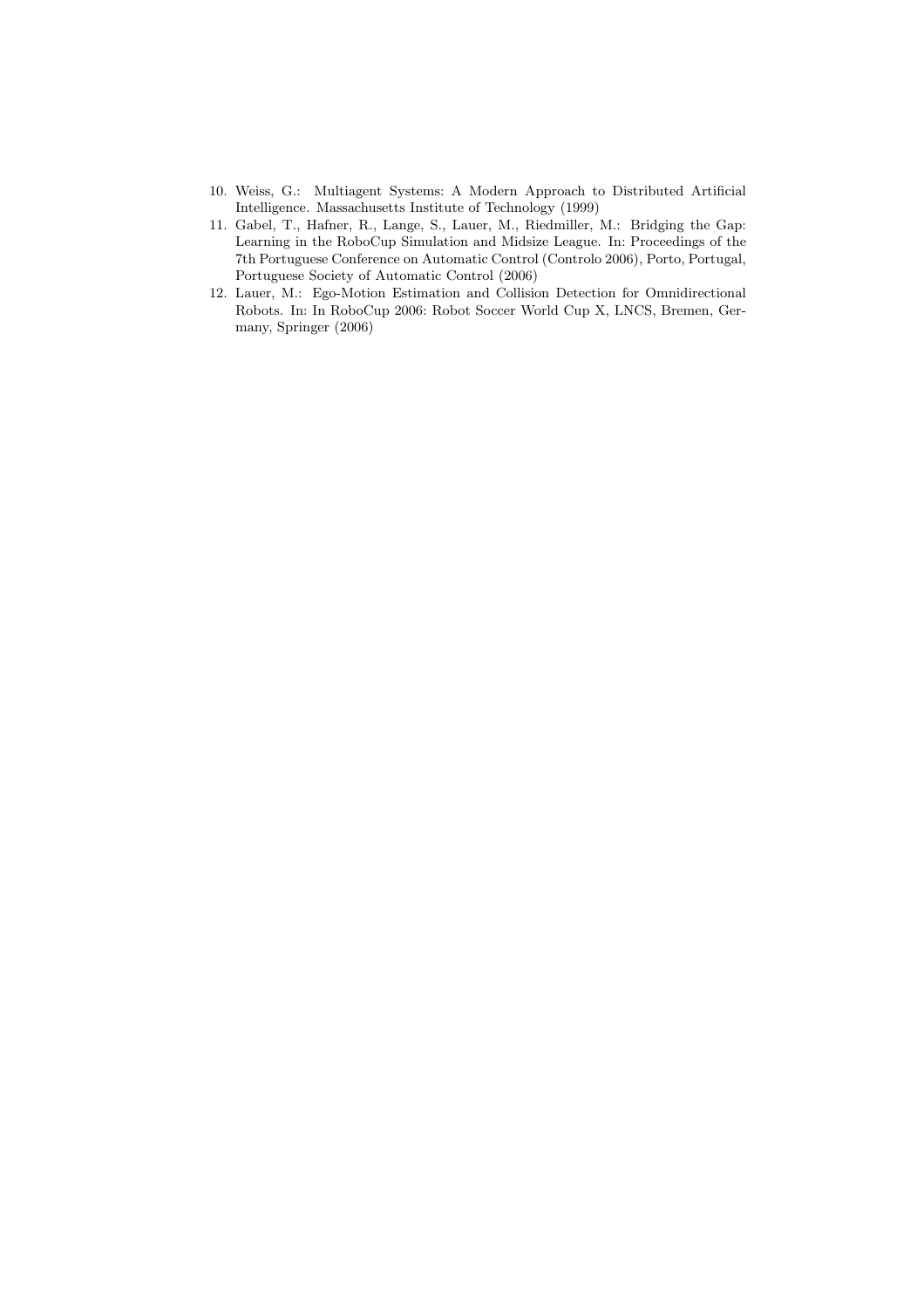10. Weiss, G.: Multiagent Systems: A Modern Approach to Distributed Artificial Intelligence. Massachusetts Institute of Technology (1999)
11. Gabel, T., Hafner, R., Lange, S., Lauer, M., Riedmiller, M.: Bridging the Gap: Learning in the RoboCup Simulation and Midsize League. In: Proceedings of the 7th Portuguese Conference on Automatic Control (Controlo 2006), Porto, Portugal, Portuguese Society of Automatic Control (2006)
12. Lauer, M.: Ego-Motion Estimation and Collision Detection for Omnidirectional Robots. In: In RoboCup 2006: Robot Soccer World Cup X, LNCS, Bremen, Germany, Springer (2006)